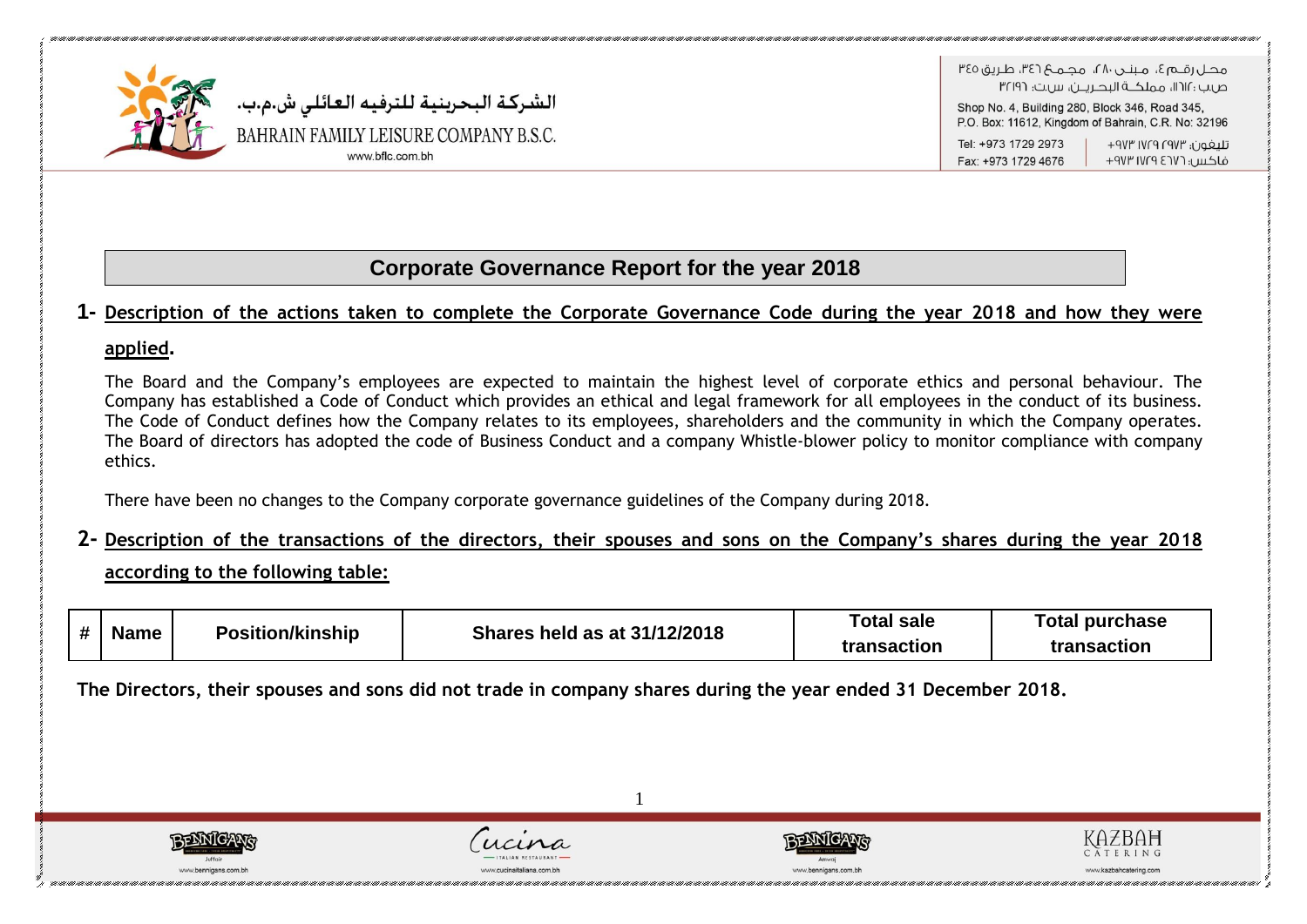# Corporate Governance Report for the year 2018

## 1- Description of the actions taken to complete the Corporate Governance Code during the year 2018 and how they were applied.

The Board and the Company's employees are expected to maintain the highest level of corporate ethics and personal behaviour. The Company has established a Code of Conduct which provides an ethical and legal framework for all employees in the conduct of its business. The Code of Conduct defines how the Company relates to its employees, shareholders and the community in which the Company operates. The Board of directors has adopted the code of Business Conduct and a company Whistle-blower policy to monitor compliance with company ethics.

There have been no changes to the Company corporate governance guidelines of the Company during 2018.

## 2- Description of the transactions of the directors, their spouses and sons on the Company's shares during the year 2018 according to the following table:

| # | Name | Position/kinship | Shares held as at 31/12/2018 | Total sale transaction | Total purchase transaction |
|---|---|---|---|---|---|

**The Directors, their spouses and sons did not trade in company shares during the year ended 31 December 2018.**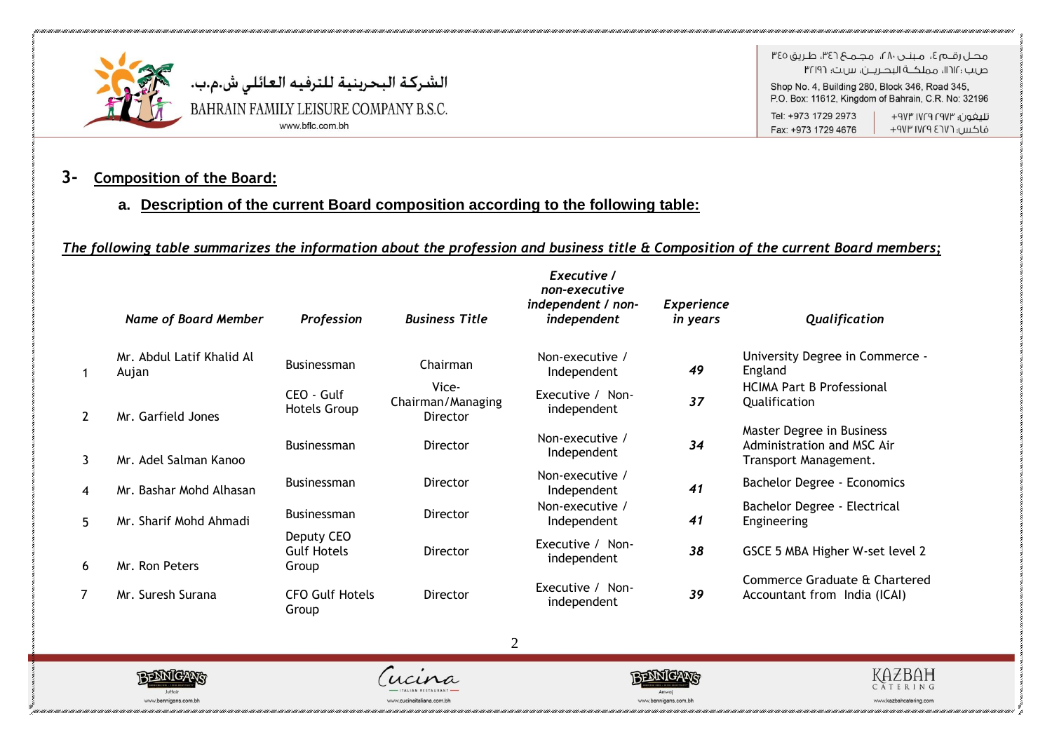## 3- Composition of the Board:

### a. Description of the current Board composition according to the following table:

*The following table summarizes the information about the profession and business title & Composition of the current Board members;*

| | *Name of Board Member* | *Profession* | *Business Title* | *Executive / non-executive independent / non-independent* | *Experience in years* | *Qualification* |
|---|---|---|---|---|---|---|
| 1 | Mr. Abdul Latif Khalid Al Aujan | Businessman | Chairman | Non-executive / Independent | ***49*** | University Degree in Commerce - England |
| 2 | Mr. Garfield Jones | CEO - Gulf Hotels Group | Vice-Chairman/Managing Director | Executive / Non-independent | ***37*** | HCIMA Part B Professional Qualification |
| 3 | Mr. Adel Salman Kanoo | Businessman | Director | Non-executive / Independent | ***34*** | Master Degree in Business Administration and MSC Air Transport Management. |
| 4 | Mr. Bashar Mohd Alhasan | Businessman | Director | Non-executive / Independent | ***41*** | Bachelor Degree - Economics |
| 5 | Mr. Sharif Mohd Ahmadi | Businessman | Director | Non-executive / Independent | ***41*** | Bachelor Degree - Electrical Engineering |
| 6 | Mr. Ron Peters | Deputy CEO Gulf Hotels Group | Director | Executive / Non-independent | ***38*** | GSCE 5 MBA Higher W-set level 2 |
| 7 | Mr. Suresh Surana | CFO Gulf Hotels Group | Director | Executive / Non-independent | ***39*** | Commerce Graduate & Chartered Accountant from India (ICAI) |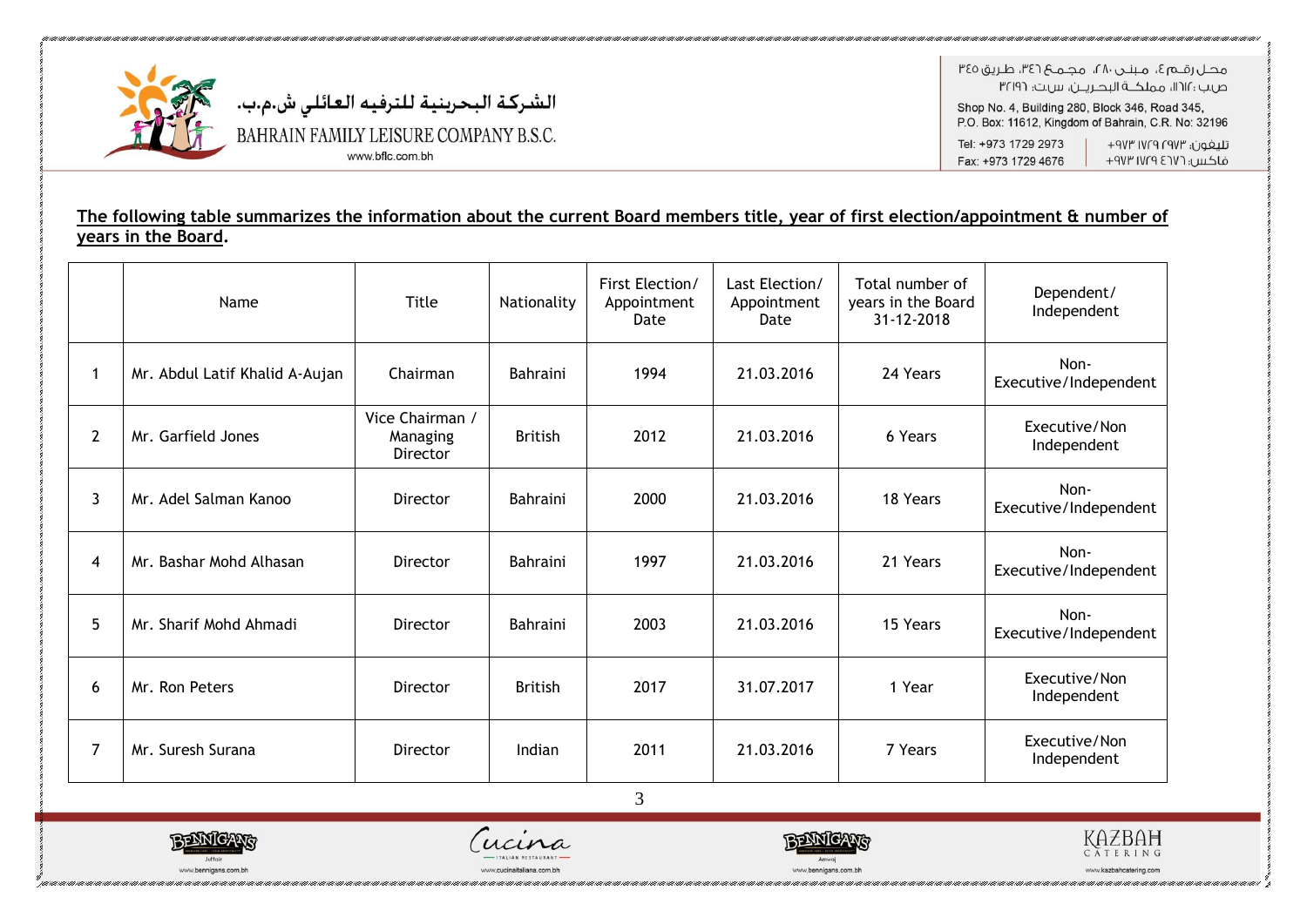**The following table summarizes the information about the current Board members title, year of first election/appointment & number of years in the Board.**

| | Name | Title | Nationality | First Election/ Appointment Date | Last Election/ Appointment Date | Total number of years in the Board 31-12-2018 | Dependent/ Independent |
|---|---|---|---|---|---|---|---|
| 1 | Mr. Abdul Latif Khalid A-Aujan | Chairman | Bahraini | 1994 | 21.03.2016 | 24 Years | Non-Executive/Independent |
| 2 | Mr. Garfield Jones | Vice Chairman / Managing Director | British | 2012 | 21.03.2016 | 6 Years | Executive/Non Independent |
| 3 | Mr. Adel Salman Kanoo | Director | Bahraini | 2000 | 21.03.2016 | 18 Years | Non-Executive/Independent |
| 4 | Mr. Bashar Mohd Alhasan | Director | Bahraini | 1997 | 21.03.2016 | 21 Years | Non-Executive/Independent |
| 5 | Mr. Sharif Mohd Ahmadi | Director | Bahraini | 2003 | 21.03.2016 | 15 Years | Non-Executive/Independent |
| 6 | Mr. Ron Peters | Director | British | 2017 | 31.07.2017 | 1 Year | Executive/Non Independent |
| 7 | Mr. Suresh Surana | Director | Indian | 2011 | 21.03.2016 | 7 Years | Executive/Non Independent |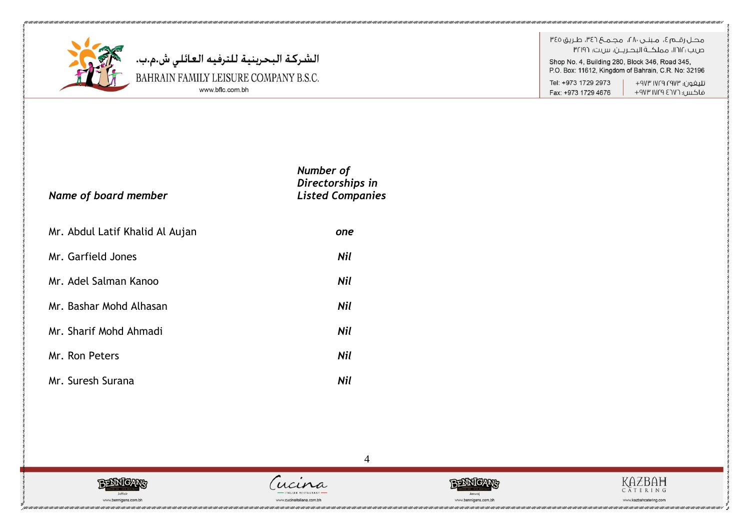| *Name of board member* | *Number of Directorships in Listed Companies* |
|---|---|
| Mr. Abdul Latif Khalid Al Aujan | *one* |
| Mr. Garfield Jones | *Nil* |
| Mr. Adel Salman Kanoo | *Nil* |
| Mr. Bashar Mohd Alhasan | *Nil* |
| Mr. Sharif Mohd Ahmadi | *Nil* |
| Mr. Ron Peters | *Nil* |
| Mr. Suresh Surana | *Nil* |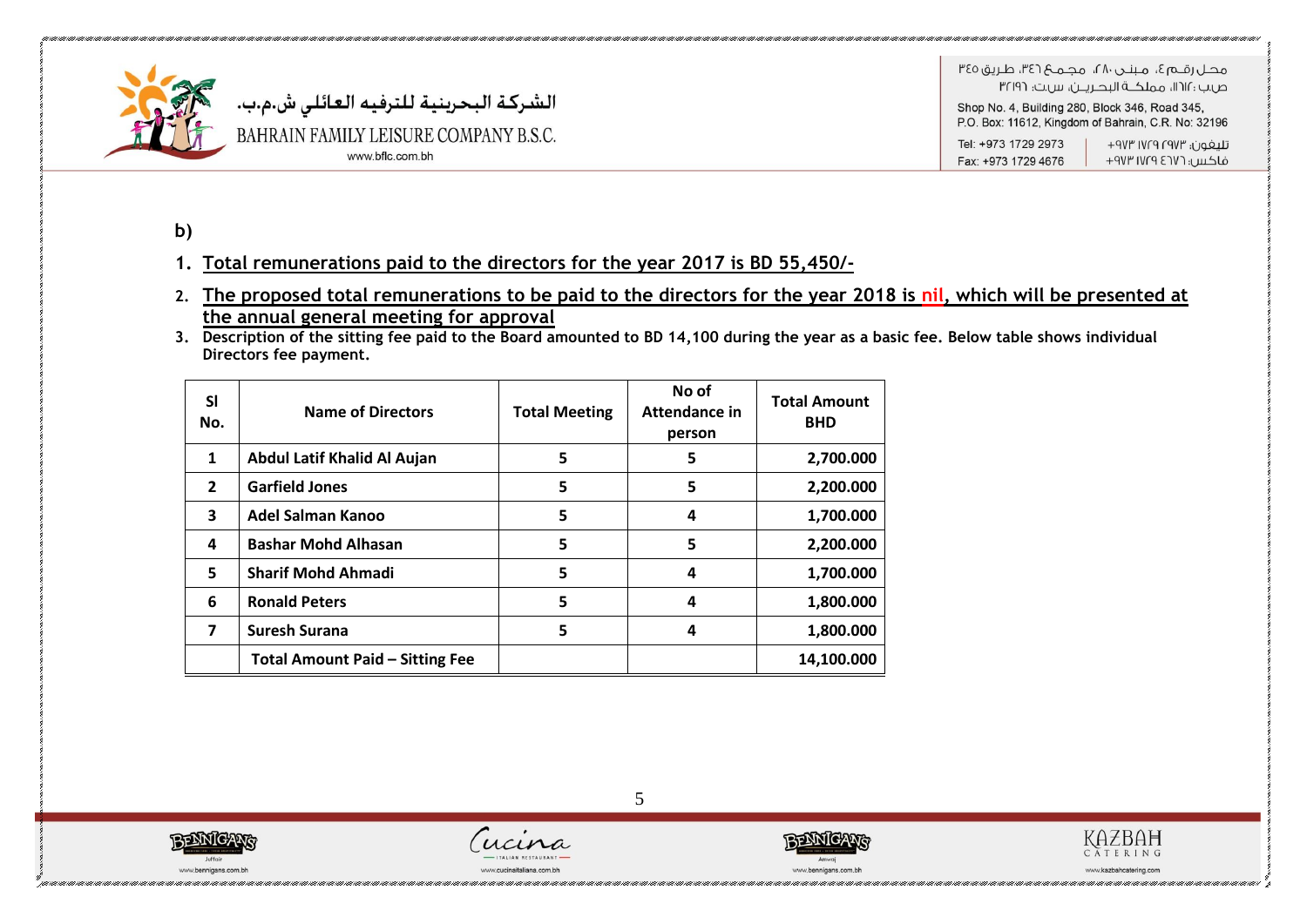**b)**

1. **Total remunerations paid to the directors for the year 2017 is BD 55,450/-**
2. **The proposed total remunerations to be paid to the directors for the year 2018 is nil, which will be presented at the annual general meeting for approval**
3. **Description of the sitting fee paid to the Board amounted to BD 14,100 during the year as a basic fee. Below table shows individual Directors fee payment.**

| Sl No. | Name of Directors | Total Meeting | No of Attendance in person | Total Amount BHD |
|---|---|---|---|---|
| 1 | Abdul Latif Khalid Al Aujan | 5 | 5 | 2,700.000 |
| 2 | Garfield Jones | 5 | 5 | 2,200.000 |
| 3 | Adel Salman Kanoo | 5 | 4 | 1,700.000 |
| 4 | Bashar Mohd Alhasan | 5 | 5 | 2,200.000 |
| 5 | Sharif Mohd Ahmadi | 5 | 4 | 1,700.000 |
| 6 | Ronald Peters | 5 | 4 | 1,800.000 |
| 7 | Suresh Surana | 5 | 4 | 1,800.000 |
| | Total Amount Paid – Sitting Fee | | | 14,100.000 |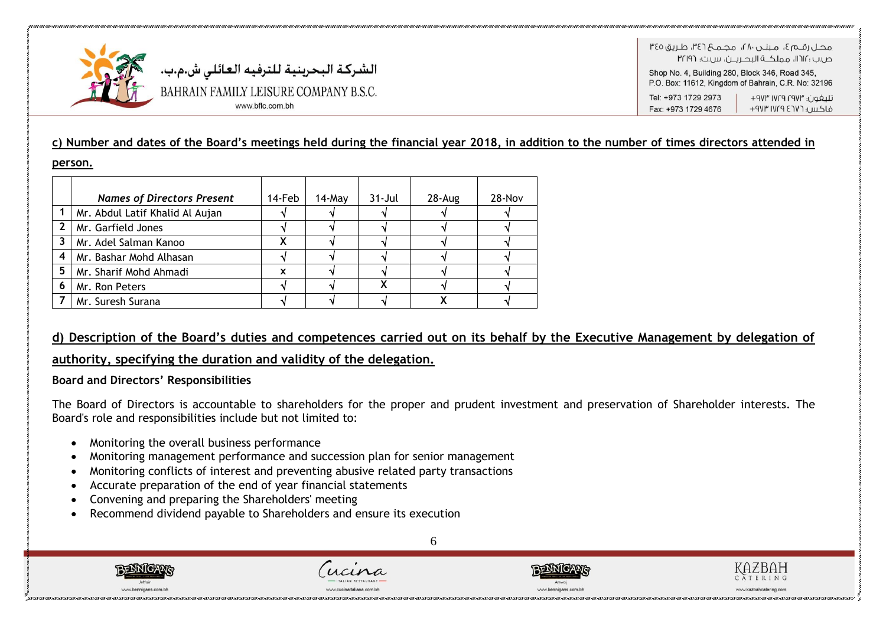**c) Number and dates of the Board's meetings held during the financial year 2018, in addition to the number of times directors attended in person.**

| | *Names of Directors Present* | 14-Feb | 14-May | 31-Jul | 28-Aug | 28-Nov |
|---|---|---|---|---|---|---|
| 1 | Mr. Abdul Latif Khalid Al Aujan | √ | √ | √ | √ | √ |
| 2 | Mr. Garfield Jones | √ | √ | √ | √ | √ |
| 3 | Mr. Adel Salman Kanoo | X | √ | √ | √ | √ |
| 4 | Mr. Bashar Mohd Alhasan | √ | √ | √ | √ | √ |
| 5 | Mr. Sharif Mohd Ahmadi | x | √ | √ | √ | √ |
| 6 | Mr. Ron Peters | √ | √ | X | √ | √ |
| 7 | Mr. Suresh Surana | √ | √ | √ | X | √ |

**d) Description of the Board's duties and competences carried out on its behalf by the Executive Management by delegation of authority, specifying the duration and validity of the delegation.**

**Board and Directors' Responsibilities**

The Board of Directors is accountable to shareholders for the proper and prudent investment and preservation of Shareholder interests. The Board's role and responsibilities include but not limited to:

- Monitoring the overall business performance
- Monitoring management performance and succession plan for senior management
- Monitoring conflicts of interest and preventing abusive related party transactions
- Accurate preparation of the end of year financial statements
- Convening and preparing the Shareholders' meeting
- Recommend dividend payable to Shareholders and ensure its execution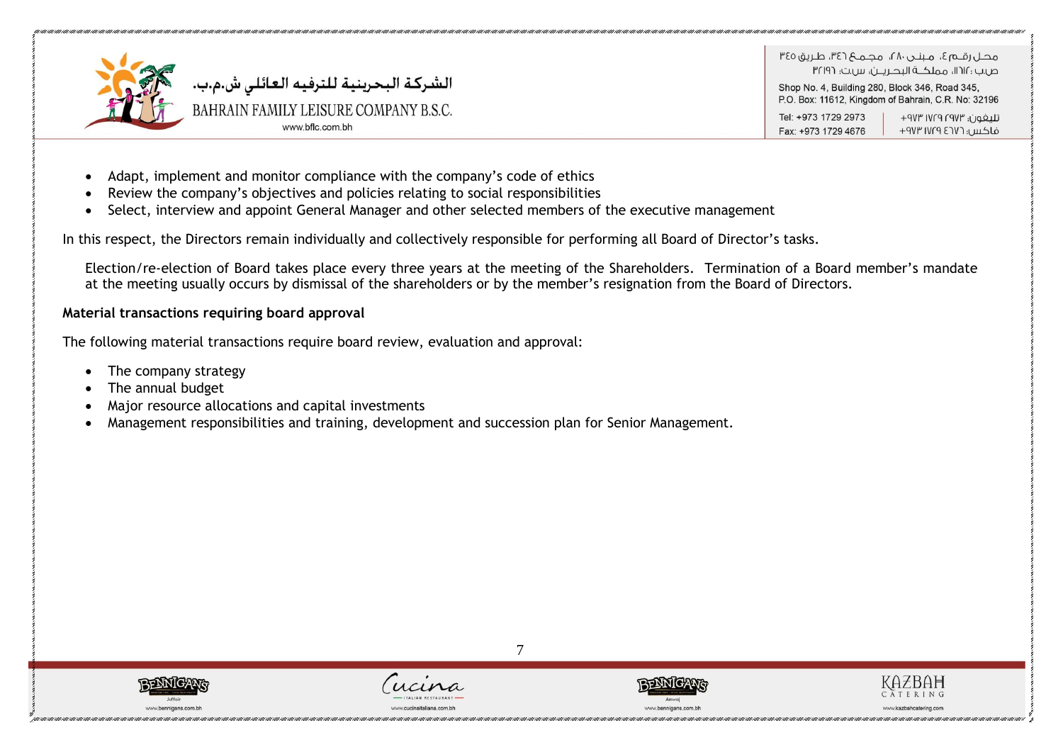- Adapt, implement and monitor compliance with the company's code of ethics
- Review the company's objectives and policies relating to social responsibilities
- Select, interview and appoint General Manager and other selected members of the executive management

In this respect, the Directors remain individually and collectively responsible for performing all Board of Director's tasks.

Election/re-election of Board takes place every three years at the meeting of the Shareholders. Termination of a Board member's mandate at the meeting usually occurs by dismissal of the shareholders or by the member's resignation from the Board of Directors.

**Material transactions requiring board approval**

The following material transactions require board review, evaluation and approval:

- The company strategy
- The annual budget
- Major resource allocations and capital investments
- Management responsibilities and training, development and succession plan for Senior Management.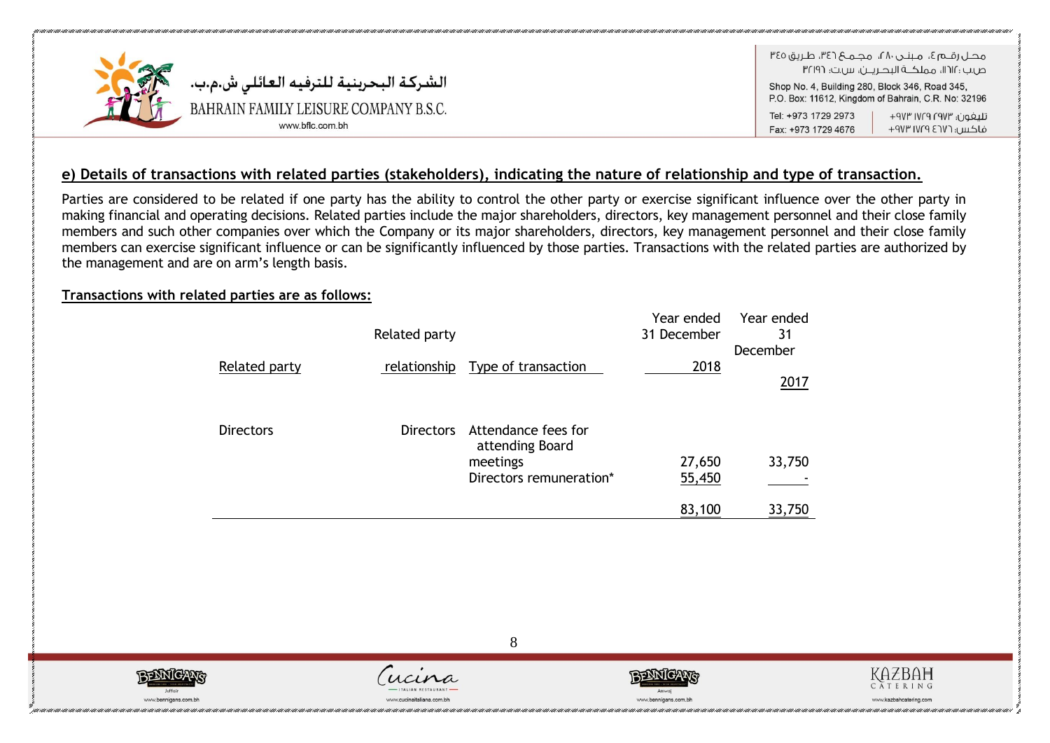## e) Details of transactions with related parties (stakeholders), indicating the nature of relationship and type of transaction.

Parties are considered to be related if one party has the ability to control the other party or exercise significant influence over the other party in making financial and operating decisions. Related parties include the major shareholders, directors, key management personnel and their close family members and such other companies over which the Company or its major shareholders, directors, key management personnel and their close family members can exercise significant influence or can be significantly influenced by those parties. Transactions with the related parties are authorized by the management and are on arm's length basis.

**Transactions with related parties are as follows:**

| Related party | Related party relationship | Type of transaction | Year ended 31 December 2018 | Year ended 31 December 2017 |
|---|---|---|---|---|
| Directors | Directors | Attendance fees for attending Board meetings | 27,650 | 33,750 |
| | | Directors remuneration* | 55,450 | - |
| | | | 83,100 | 33,750 |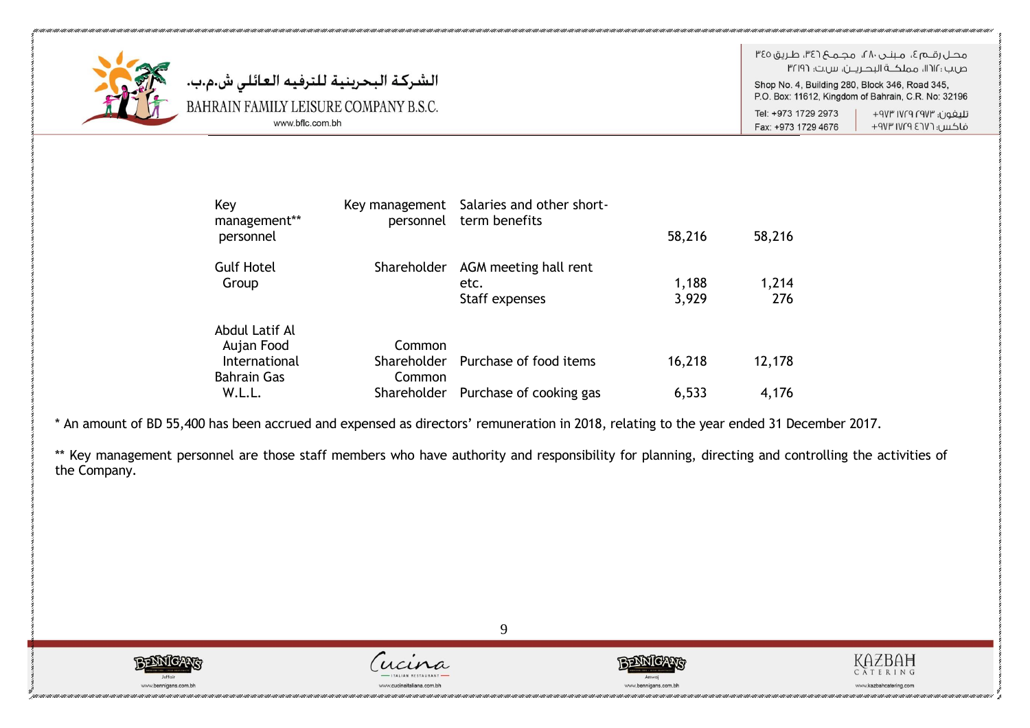| | | | | |
|---|---|---|---|---|
| Key management** personnel | Key management personnel | Salaries and other short-term benefits | 58,216 | 58,216 |
| Gulf Hotel Group | Shareholder | AGM meeting hall rent etc. | 1,188 | 1,214 |
| | | Staff expenses | 3,929 | 276 |
| Abdul Latif Al Aujan Food International | Common Shareholder | Purchase of food items | 16,218 | 12,178 |
| Bahrain Gas W.L.L. | Common Shareholder | Purchase of cooking gas | 6,533 | 4,176 |

* An amount of BD 55,400 has been accrued and expensed as directors' remuneration in 2018, relating to the year ended 31 December 2017.

** Key management personnel are those staff members who have authority and responsibility for planning, directing and controlling the activities of the Company.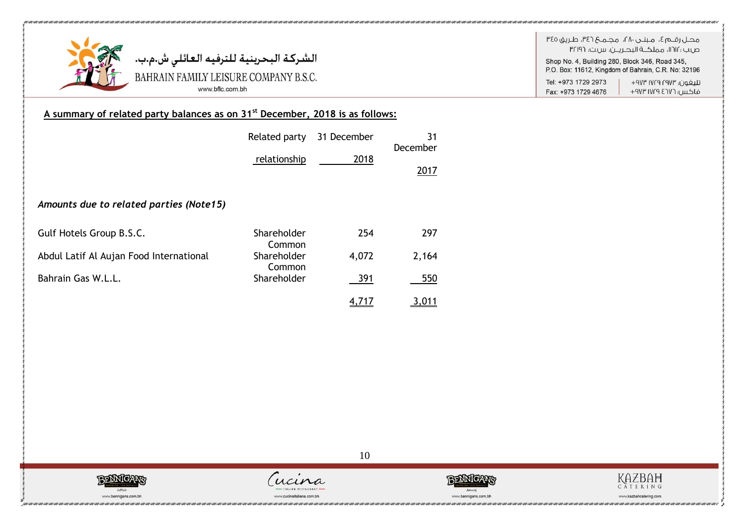**A summary of related party balances as on 31st December, 2018 is as follows:**

| | Related party relationship | 31 December 2018 | 31 December 2017 |
|---|---|---|---|
| *Amounts due to related parties (Note15)* | | | |
| Gulf Hotels Group B.S.C. | Shareholder | 254 | 297 |
| Abdul Latif Al Aujan Food International | Common Shareholder | 4,072 | 2,164 |
| Bahrain Gas W.L.L. | Common Shareholder | 391 | 550 |
| | | 4,717 | 3,011 |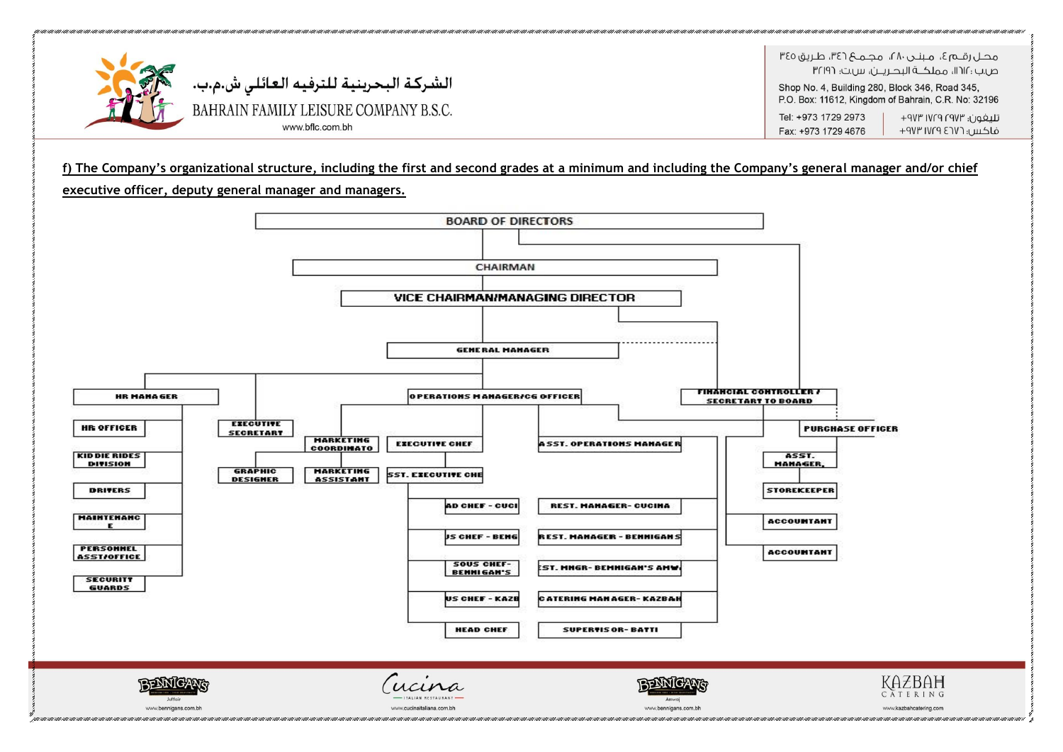f) The Company's organizational structure, including the first and second grades at a minimum and including the Company's general manager and/or chief executive officer, deputy general manager and managers.

- BOARD OF DIRECTORS
  - CHAIRMAN
    - VICE CHAIRMAN/MANAGING DIRECTOR
      - GENERAL MANAGER
        - HR MANAGER
          - HR OFFICER
          - KIDDIE RIDES DIVISION
          - DRIVERS
          - MAINTENANCE
          - PERSONNEL ASST/OFFICE
          - SECURITY GUARDS
        - EXECUTIVE SECRETARY
          - GRAPHIC DESIGNER
        - OPERATIONS MANAGER/CG OFFICER
          - MARKETING COORDINATOR
            - MARKETING ASSISTANT
          - EXECUTIVE CHEF
            - ASST. EXECUTIVE CHEF
              - HEAD CHEF - CUCINA
              - HEAD CHEF - BENNIGAN'S
              - SOUS CHEF - BENNIGAN'S
              - HEAD CHEF - KAZBAH
              - HEAD CHEF
          - ASST. OPERATIONS MANAGER
            - REST. MANAGER - CUCINA
            - REST. MANAGER - BENNIGAN'S
            - ASST. MNGR - BENNIGAN'S AMWAJ
            - CATERING MANAGER - KAZBAH
            - SUPERVISOR - BATTI
        - FINANCIAL CONTROLLER / SECRETARY TO BOARD
          - PURCHASE OFFICER
          - ASST. MANAGER
          - STOREKEEPER
          - ACCOUNTANT
          - ACCOUNTANT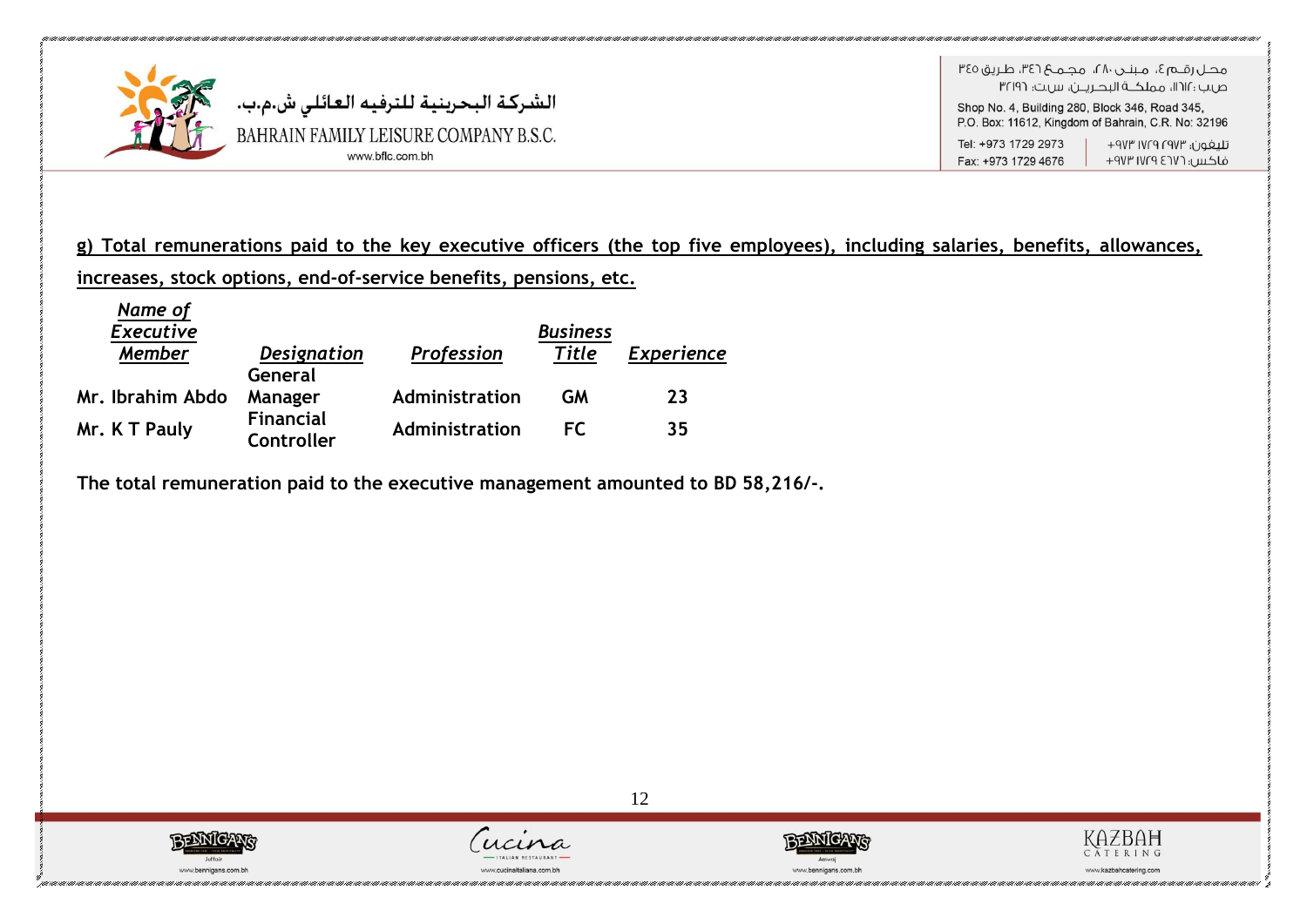**g) Total remunerations paid to the key executive officers (the top five employees), including salaries, benefits, allowances, increases, stock options, end-of-service benefits, pensions, etc.**

| *Name of Executive Member* | *Designation* | *Profession* | *Business Title* | *Experience* |
|---|---|---|---|---|
| **Mr. Ibrahim Abdo** | **General Manager** | **Administration** | **GM** | **23** |
| **Mr. K T Pauly** | **Financial Controller** | **Administration** | **FC** | **35** |

**The total remuneration paid to the executive management amounted to BD 58,216/-.**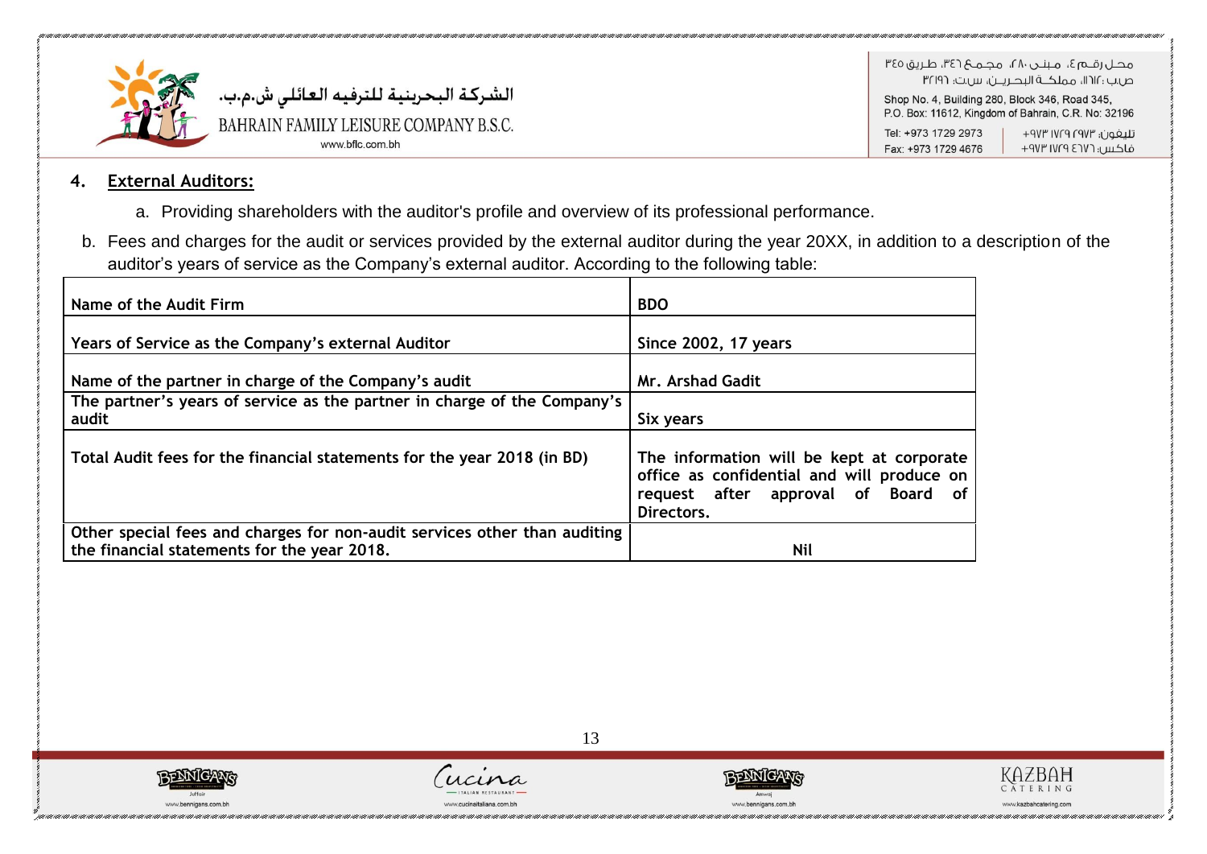## 4. External Auditors:

a. Providing shareholders with the auditor's profile and overview of its professional performance.

b. Fees and charges for the audit or services provided by the external auditor during the year 20XX, in addition to a description of the auditor's years of service as the Company's external auditor. According to the following table:

| | |
|---|---|
| **Name of the Audit Firm** | **BDO** |
| **Years of Service as the Company's external Auditor** | **Since 2002, 17 years** |
| **Name of the partner in charge of the Company's audit** | **Mr. Arshad Gadit** |
| **The partner's years of service as the partner in charge of the Company's audit** | **Six years** |
| **Total Audit fees for the financial statements for the year 2018 (in BD)** | **The information will be kept at corporate office as confidential and will produce on request after approval of Board of Directors.** |
| **Other special fees and charges for non-audit services other than auditing the financial statements for the year 2018.** | **Nil** |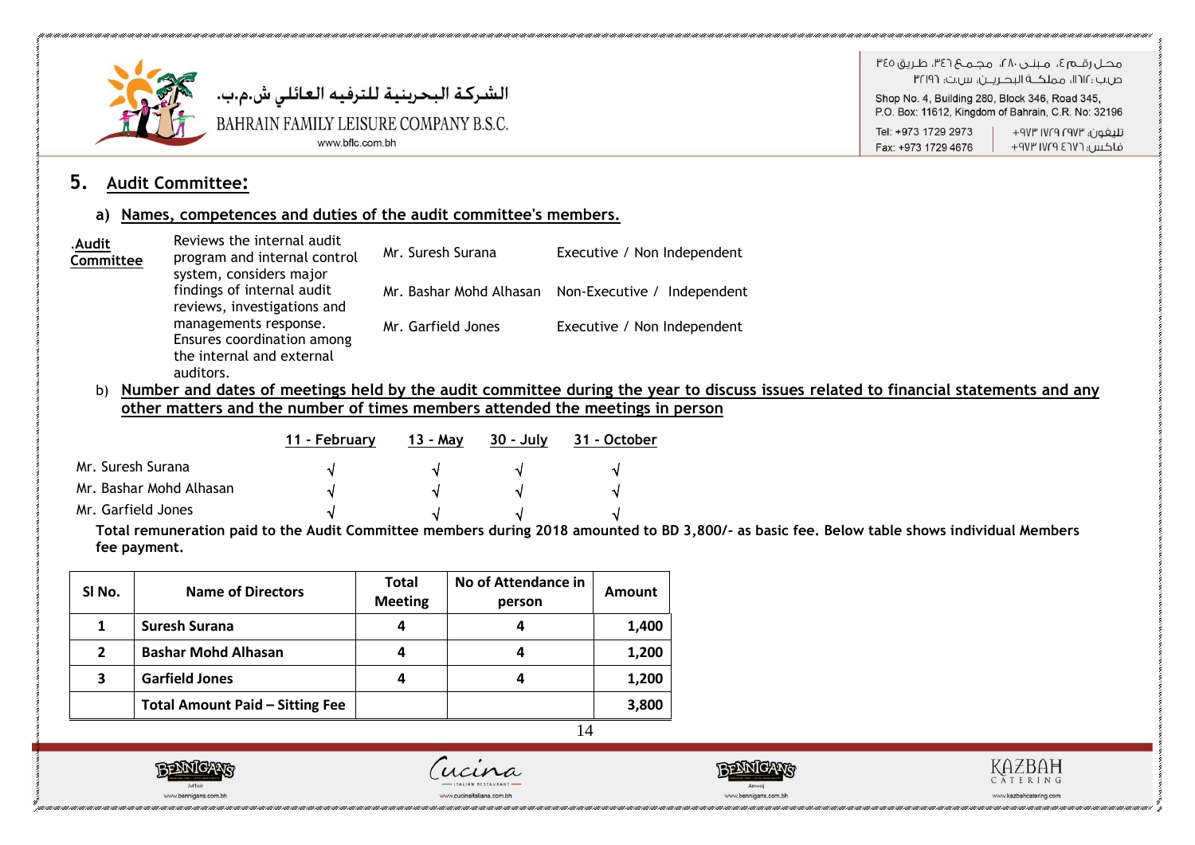## 5. Audit Committee:

### a) Names, competences and duties of the audit committee's members.

| .Audit Committee | Reviews the internal audit program and internal control system, considers major findings of internal audit reviews, investigations and managements response. Ensures coordination among the internal and external auditors. | Mr. Suresh Surana | Executive / Non Independent |
|---|---|---|---|
| | | Mr. Bashar Mohd Alhasan | Non-Executive / Independent |
| | | Mr. Garfield Jones | Executive / Non Independent |

### b) Number and dates of meetings held by the audit committee during the year to discuss issues related to financial statements and any other matters and the number of times members attended the meetings in person

| | 11 - February | 13 - May | 30 - July | 31 - October |
|---|---|---|---|---|
| Mr. Suresh Surana | √ | √ | √ | √ |
| Mr. Bashar Mohd Alhasan | √ | √ | √ | √ |
| Mr. Garfield Jones | √ | √ | √ | √ |

**Total remuneration paid to the Audit Committee members during 2018 amounted to BD 3,800/- as basic fee. Below table shows individual Members fee payment.**

| Sl No. | Name of Directors | Total Meeting | No of Attendance in person | Amount |
|---|---|---|---|---|
| 1 | Suresh Surana | 4 | 4 | 1,400 |
| 2 | Bashar Mohd Alhasan | 4 | 4 | 1,200 |
| 3 | Garfield Jones | 4 | 4 | 1,200 |
| | Total Amount Paid – Sitting Fee | | | 3,800 |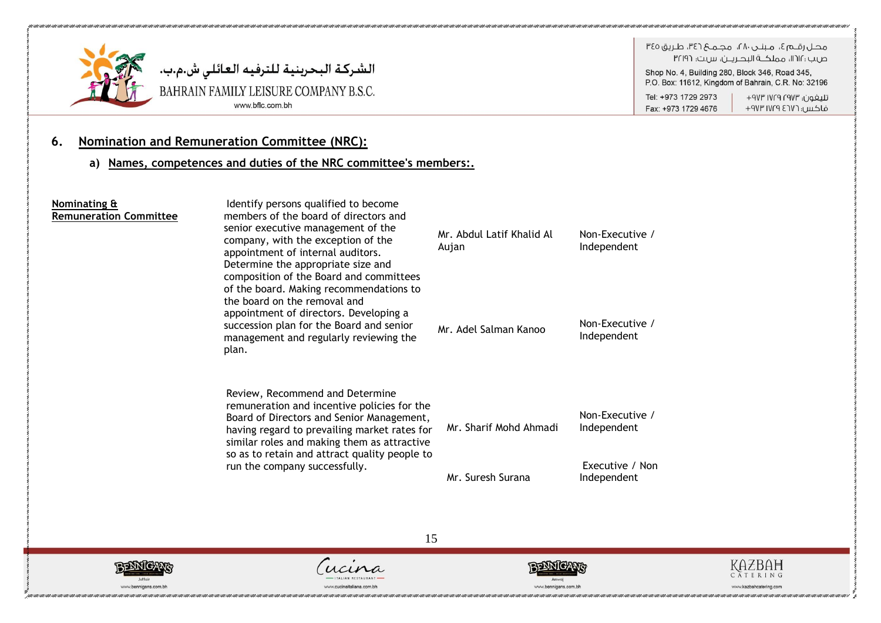## 6. Nomination and Remuneration Committee (NRC):

### a) Names, competences and duties of the NRC committee's members:.

| Committee | Duties | Name | Category |
|---|---|---|---|
| **Nominating & Remuneration Committee** | Identify persons qualified to become members of the board of directors and senior executive management of the company, with the exception of the appointment of internal auditors. Determine the appropriate size and composition of the Board and committees of the board. Making recommendations to the board on the removal and appointment of directors. Developing a succession plan for the Board and senior management and regularly reviewing the plan. | Mr. Abdul Latif Khalid Al Aujan | Non-Executive / Independent |
| | | Mr. Adel Salman Kanoo | Non-Executive / Independent |
| | Review, Recommend and Determine remuneration and incentive policies for the Board of Directors and Senior Management, having regard to prevailing market rates for similar roles and making them as attractive so as to retain and attract quality people to run the company successfully. | Mr. Sharif Mohd Ahmadi | Non-Executive / Independent |
| | | Mr. Suresh Surana | Executive / Non Independent |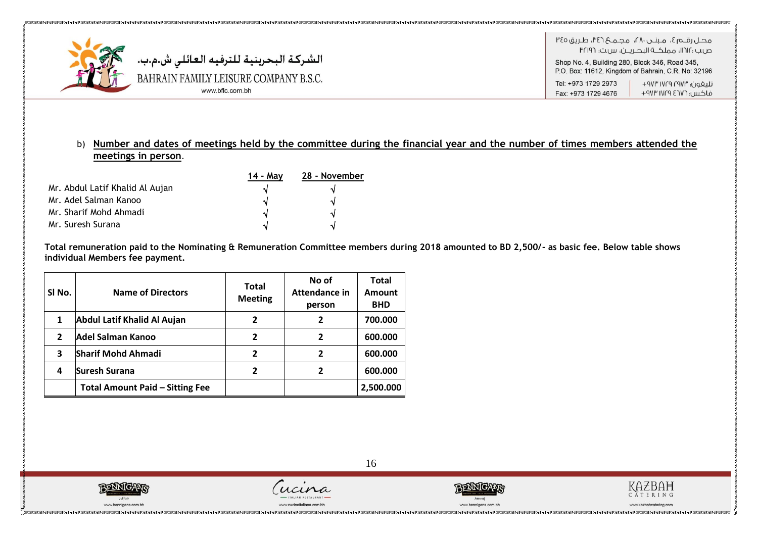b) **Number and dates of meetings held by the committee during the financial year and the number of times members attended the meetings in person**.

| | 14 - May | 28 - November |
|---|---|---|
| Mr. Abdul Latif Khalid Al Aujan | √ | √ |
| Mr. Adel Salman Kanoo | √ | √ |
| Mr. Sharif Mohd Ahmadi | √ | √ |
| Mr. Suresh Surana | √ | √ |

**Total remuneration paid to the Nominating & Remuneration Committee members during 2018 amounted to BD 2,500/- as basic fee. Below table shows individual Members fee payment.**

| Sl No. | Name of Directors | Total Meeting | No of Attendance in person | Total Amount BHD |
|---|---|---|---|---|
| 1 | Abdul Latif Khalid Al Aujan | 2 | 2 | 700.000 |
| 2 | Adel Salman Kanoo | 2 | 2 | 600.000 |
| 3 | Sharif Mohd Ahmadi | 2 | 2 | 600.000 |
| 4 | Suresh Surana | 2 | 2 | 600.000 |
| | Total Amount Paid – Sitting Fee | | | 2,500.000 |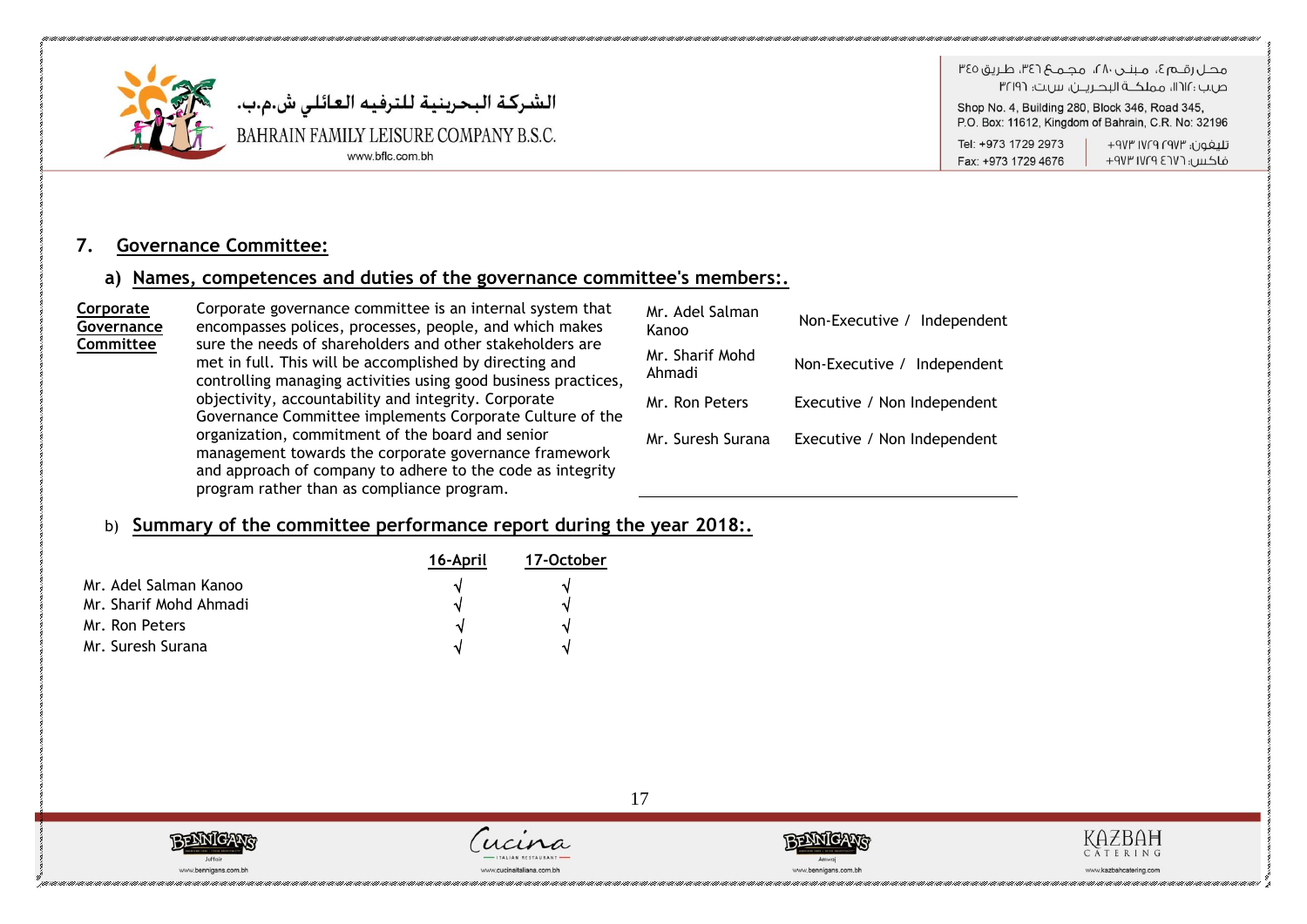## 7. Governance Committee:

### a) Names, competences and duties of the governance committee's members:.

| Corporate Governance Committee | Corporate governance committee is an internal system that encompasses polices, processes, people, and which makes sure the needs of shareholders and other stakeholders are met in full. This will be accomplished by directing and controlling managing activities using good business practices, objectivity, accountability and integrity. Corporate Governance Committee implements Corporate Culture of the organization, commitment of the board and senior management towards the corporate governance framework and approach of company to adhere to the code as integrity program rather than as compliance program. |
|---|---|

| Member | Status |
|---|---|
| Mr. Adel Salman Kanoo | Non-Executive / Independent |
| Mr. Sharif Mohd Ahmadi | Non-Executive / Independent |
| Mr. Ron Peters | Executive / Non Independent |
| Mr. Suresh Surana | Executive / Non Independent |

### b) Summary of the committee performance report during the year 2018:.

| | 16-April | 17-October |
|---|---|---|
| Mr. Adel Salman Kanoo | √ | √ |
| Mr. Sharif Mohd Ahmadi | √ | √ |
| Mr. Ron Peters | √ | √ |
| Mr. Suresh Surana | √ | √ |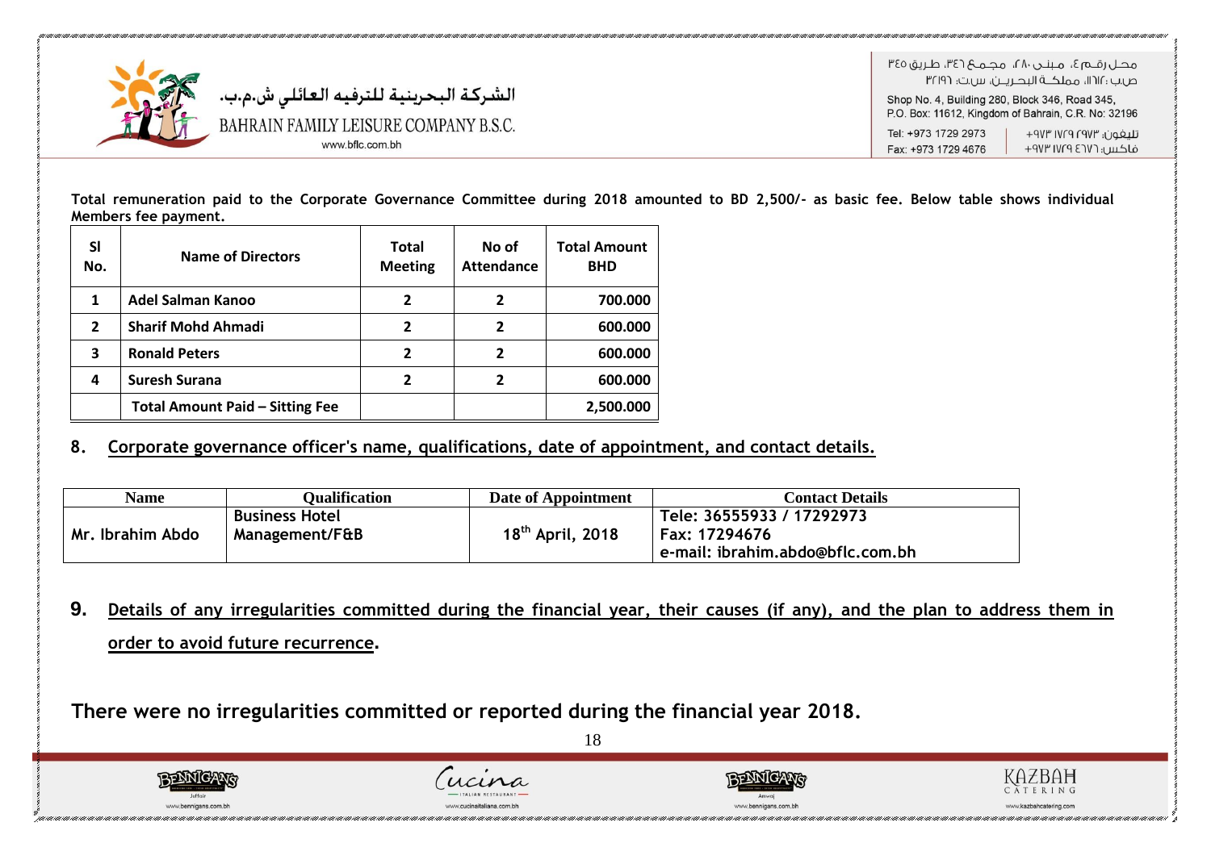Total remuneration paid to the Corporate Governance Committee during 2018 amounted to BD 2,500/- as basic fee. Below table shows individual Members fee payment.

| Sl No. | Name of Directors | Total Meeting | No of Attendance | Total Amount BHD |
|---|---|---|---|---|
| 1 | Adel Salman Kanoo | 2 | 2 | 700.000 |
| 2 | Sharif Mohd Ahmadi | 2 | 2 | 600.000 |
| 3 | Ronald Peters | 2 | 2 | 600.000 |
| 4 | Suresh Surana | 2 | 2 | 600.000 |
| | Total Amount Paid – Sitting Fee | | | 2,500.000 |

## 8. Corporate governance officer's name, qualifications, date of appointment, and contact details.

| Name | Qualification | Date of Appointment | Contact Details |
|---|---|---|---|
| Mr. Ibrahim Abdo | Business Hotel Management/F&B | 18th April, 2018 | Tele: 36555933 / 17292973<br>Fax: 17294676<br>e-mail: ibrahim.abdo@bflc.com.bh |

## 9. Details of any irregularities committed during the financial year, their causes (if any), and the plan to address them in order to avoid future recurrence.

**There were no irregularities committed or reported during the financial year 2018.**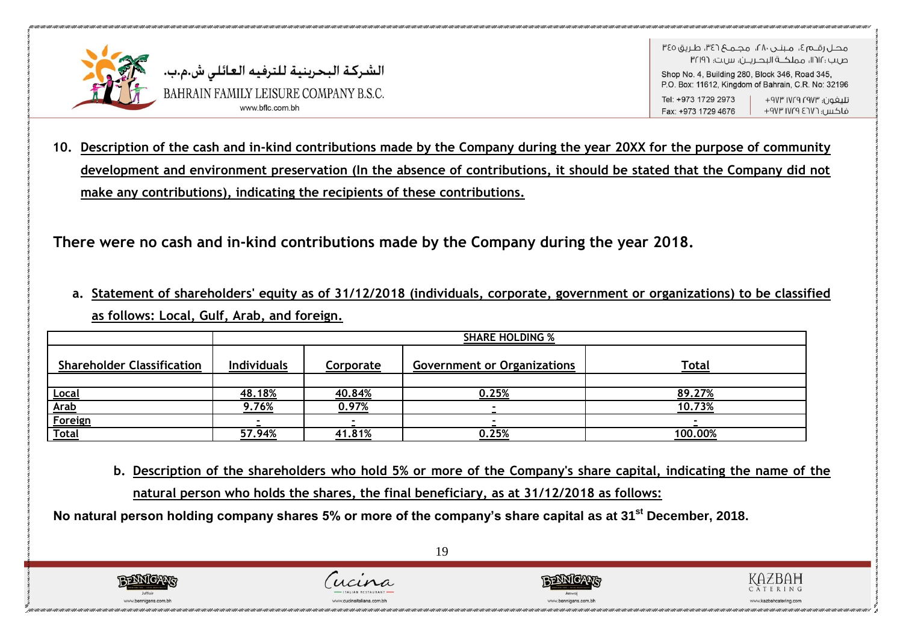10. **Description of the cash and in-kind contributions made by the Company during the year 20XX for the purpose of community development and environment preservation (In the absence of contributions, it should be stated that the Company did not make any contributions), indicating the recipients of these contributions.**

**There were no cash and in-kind contributions made by the Company during the year 2018.**

a. **Statement of shareholders' equity as of 31/12/2018 (individuals, corporate, government or organizations) to be classified as follows: Local, Gulf, Arab, and foreign.**

| | SHARE HOLDING % | | | |
|---|---|---|---|---|
| **Shareholder Classification** | **Individuals** | **Corporate** | **Government or Organizations** | **Total** |
| | | | | |
| **Local** | **48.18%** | **40.84%** | **0.25%** | **89.27%** |
| **Arab** | **9.76%** | **0.97%** | **-** | **10.73%** |
| **Foreign** | **-** | **-** | **-** | **-** |
| **Total** | **57.94%** | **41.81%** | **0.25%** | **100.00%** |

b. **Description of the shareholders who hold 5% or more of the Company's share capital, indicating the name of the natural person who holds the shares, the final beneficiary, as at 31/12/2018 as follows:**

**No natural person holding company shares 5% or more of the company's share capital as at 31st December, 2018.**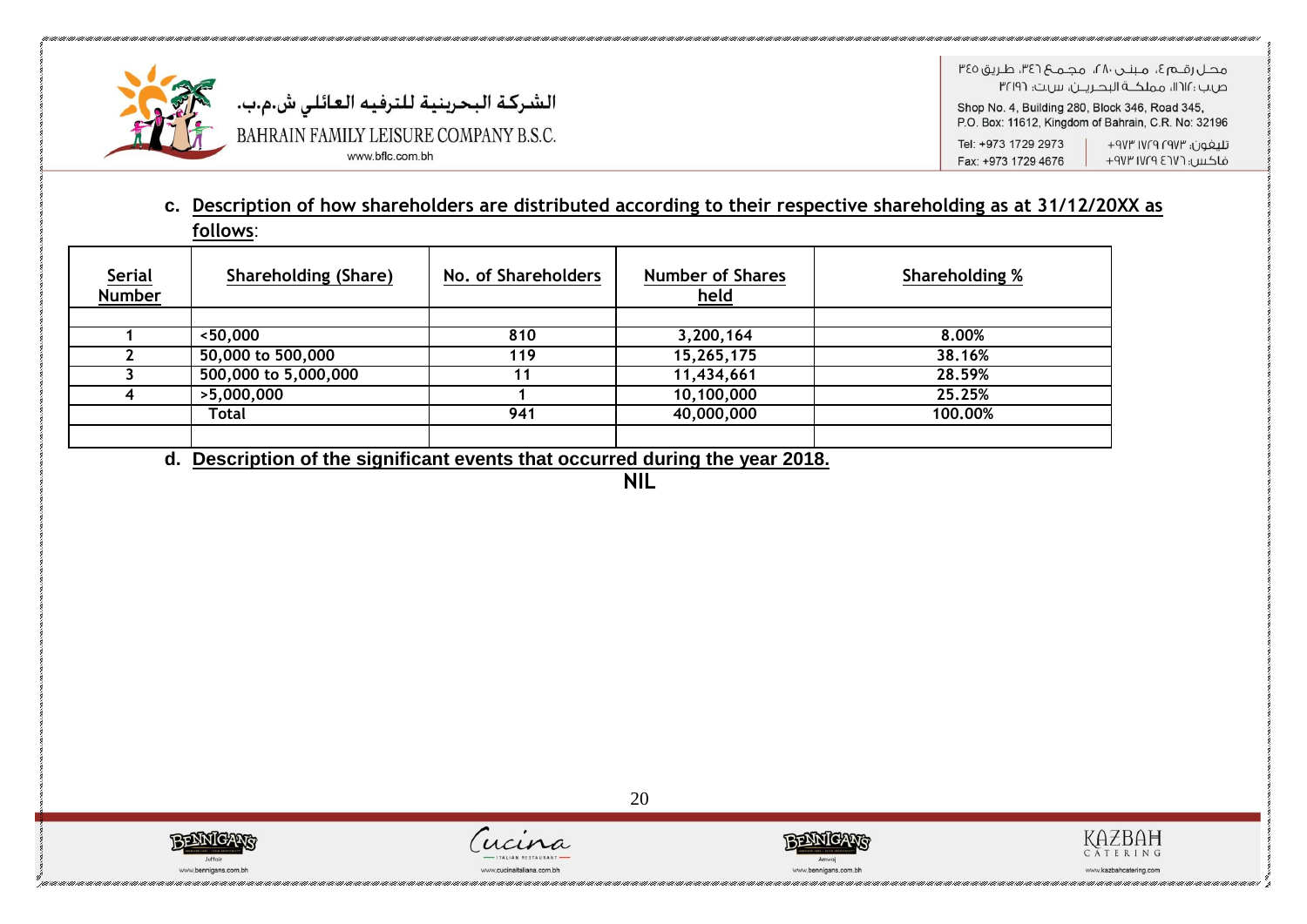**c. Description of how shareholders are distributed according to their respective shareholding as at 31/12/20XX as follows:**

| Serial Number | Shareholding (Share) | No. of Shareholders | Number of Shares held | Shareholding % |
|---|---|---|---|---|
| 1 | <50,000 | 810 | 3,200,164 | 8.00% |
| 2 | 50,000 to 500,000 | 119 | 15,265,175 | 38.16% |
| 3 | 500,000 to 5,000,000 | 11 | 11,434,661 | 28.59% |
| 4 | >5,000,000 | 1 | 10,100,000 | 25.25% |
| | Total | 941 | 40,000,000 | 100.00% |

**d. Description of the significant events that occurred during the year 2018.**

NIL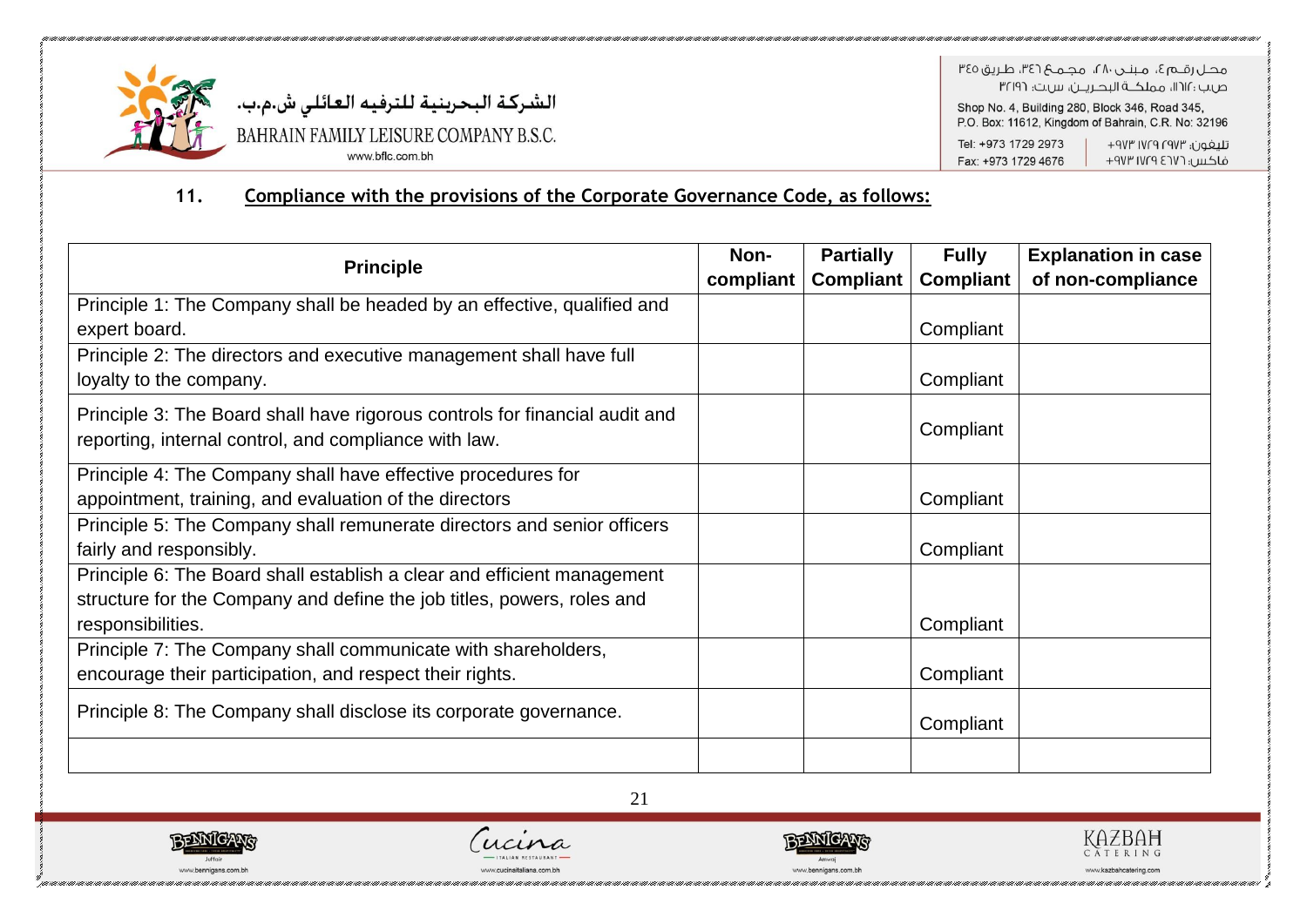## 11. Compliance with the provisions of the Corporate Governance Code, as follows:

| Principle | Non-compliant | Partially Compliant | Fully Compliant | Explanation in case of non-compliance |
|---|---|---|---|---|
| Principle 1: The Company shall be headed by an effective, qualified and expert board. | | | Compliant | |
| Principle 2: The directors and executive management shall have full loyalty to the company. | | | Compliant | |
| Principle 3: The Board shall have rigorous controls for financial audit and reporting, internal control, and compliance with law. | | | Compliant | |
| Principle 4: The Company shall have effective procedures for appointment, training, and evaluation of the directors | | | Compliant | |
| Principle 5: The Company shall remunerate directors and senior officers fairly and responsibly. | | | Compliant | |
| Principle 6: The Board shall establish a clear and efficient management structure for the Company and define the job titles, powers, roles and responsibilities. | | | Compliant | |
| Principle 7: The Company shall communicate with shareholders, encourage their participation, and respect their rights. | | | Compliant | |
| Principle 8: The Company shall disclose its corporate governance. | | | Compliant | |
| | | | | |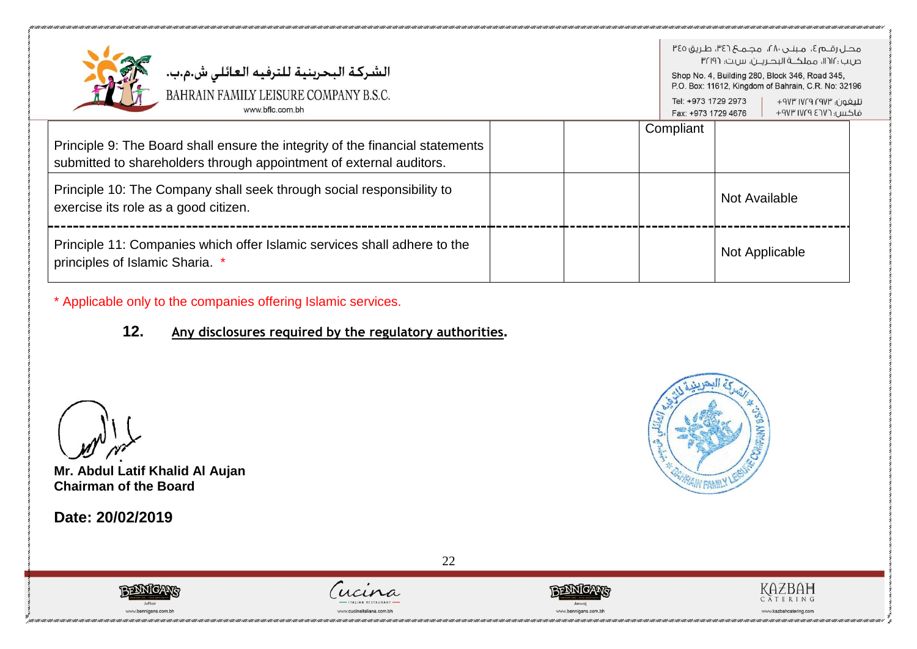| | | | | |
|---|---|---|---|---|
| Principle 9: The Board shall ensure the integrity of the financial statements submitted to shareholders through appointment of external auditors. | | | Compliant | |
| Principle 10: The Company shall seek through social responsibility to exercise its role as a good citizen. | | | | Not Available |
| Principle 11: Companies which offer Islamic services shall adhere to the principles of Islamic Sharia. * | | | | Not Applicable |

* Applicable only to the companies offering Islamic services.

**12. Any disclosures required by the regulatory authorities.**

**Mr. Abdul Latif Khalid Al Aujan**
**Chairman of the Board**

**Date: 20/02/2019**